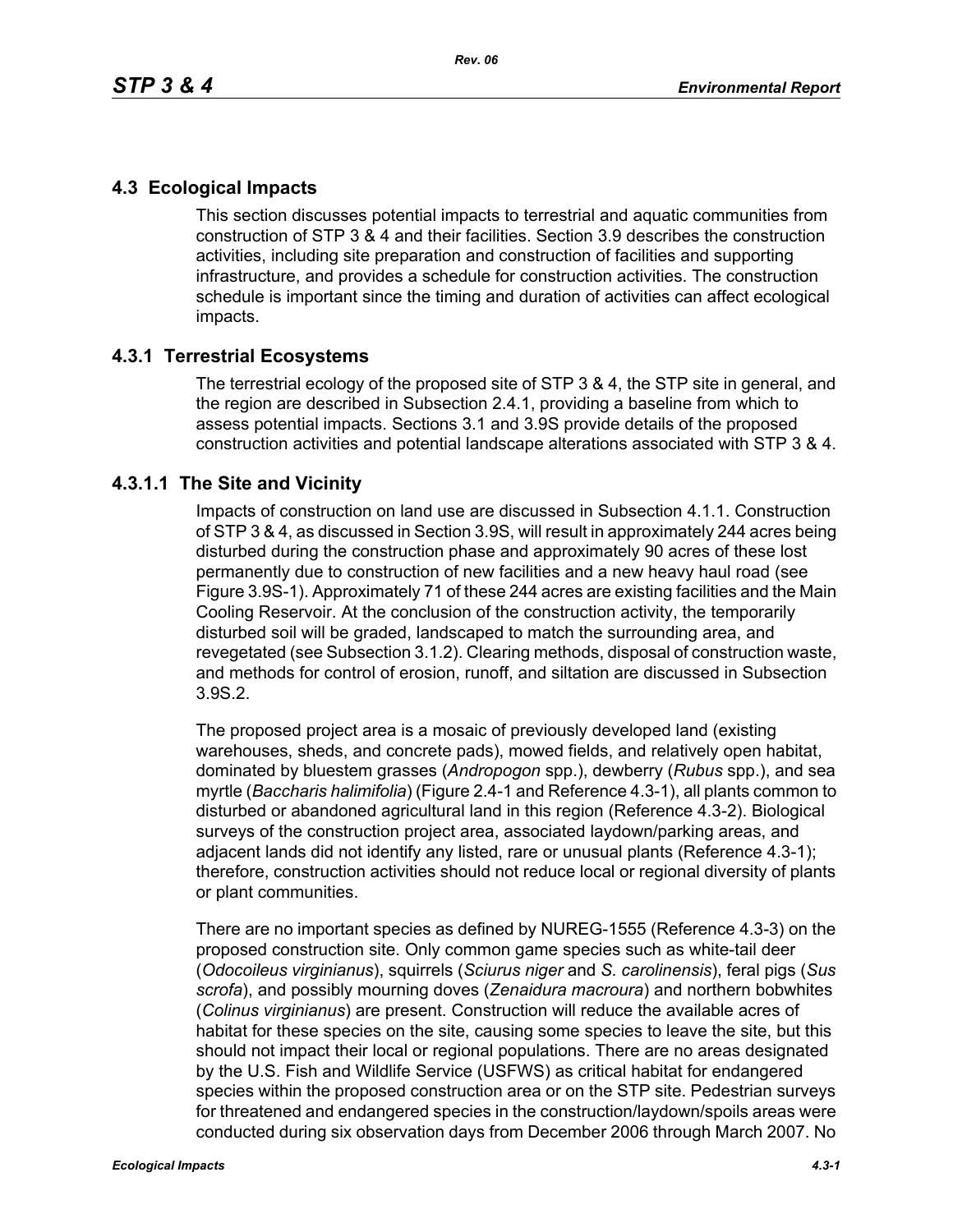## 4.3 Ecological Impacts

This section discusses potential impacts to terrestrial and aquatic communities from construction of STP 3 & 4 and their facilities. Section 3.9 describes the construction activities, including site preparation and construction of facilities and supporting infrastructure, and provides a schedule for construction activities. The construction schedule is important since the timing and duration of activities can affect ecological impacts.

### 4.3.1 Terrestrial Ecosystems

The terrestrial ecology of the proposed site of STP 3 & 4, the STP site in general, and the region are described in Subsection 2.4.1, providing a baseline from which to assess potential impacts. Sections 3.1 and 3.9S provide details of the proposed construction activities and potential landscape alterations associated with STP 3 & 4.

#### 4.3.1.1 The Site and Vicinity

Impacts of construction on land use are discussed in Subsection 4.1.1. Construction of STP 3 & 4, as discussed in Section 3.9S, will result in approximately 244 acres being disturbed during the construction phase and approximately 90 acres of these lost permanently due to construction of new facilities and a new heavy haul road (see Figure 3.9S-1). Approximately 71 of these 244 acres are existing facilities and the Main Cooling Reservoir. At the conclusion of the construction activity, the temporarily disturbed soil will be graded, landscaped to match the surrounding area, and revegetated (see Subsection 3.1.2). Clearing methods, disposal of construction waste, and methods for control of erosion, runoff, and siltation are discussed in Subsection 3.9S.2.

The proposed project area is a mosaic of previously developed land (existing warehouses, sheds, and concrete pads), mowed fields, and relatively open habitat, dominated by bluestem grasses (*Andropogon* spp.), dewberry (*Rubus* spp.), and sea myrtle (*Baccharis halimifolia*) (Figure 2.4-1 and Reference 4.3-1), all plants common to disturbed or abandoned agricultural land in this region (Reference 4.3-2). Biological surveys of the construction project area, associated laydown/parking areas, and adjacent lands did not identify any listed, rare or unusual plants (Reference 4.3-1); therefore, construction activities should not reduce local or regional diversity of plants or plant communities.

There are no important species as defined by NUREG-1555 (Reference 4.3-3) on the proposed construction site. Only common game species such as white-tail deer (*Odocoileus virginianus*), squirrels (*Sciurus niger* and *S. carolinensis*), feral pigs (*Sus scrofa*), and possibly mourning doves (*Zenaidura macroura*) and northern bobwhites (*Colinus virginianus*) are present. Construction will reduce the available acres of habitat for these species on the site, causing some species to leave the site, but this should not impact their local or regional populations. There are no areas designated by the U.S. Fish and Wildlife Service (USFWS) as critical habitat for endangered species within the proposed construction area or on the STP site. Pedestrian surveys for threatened and endangered species in the construction/laydown/spoils areas were conducted during six observation days from December 2006 through March 2007. No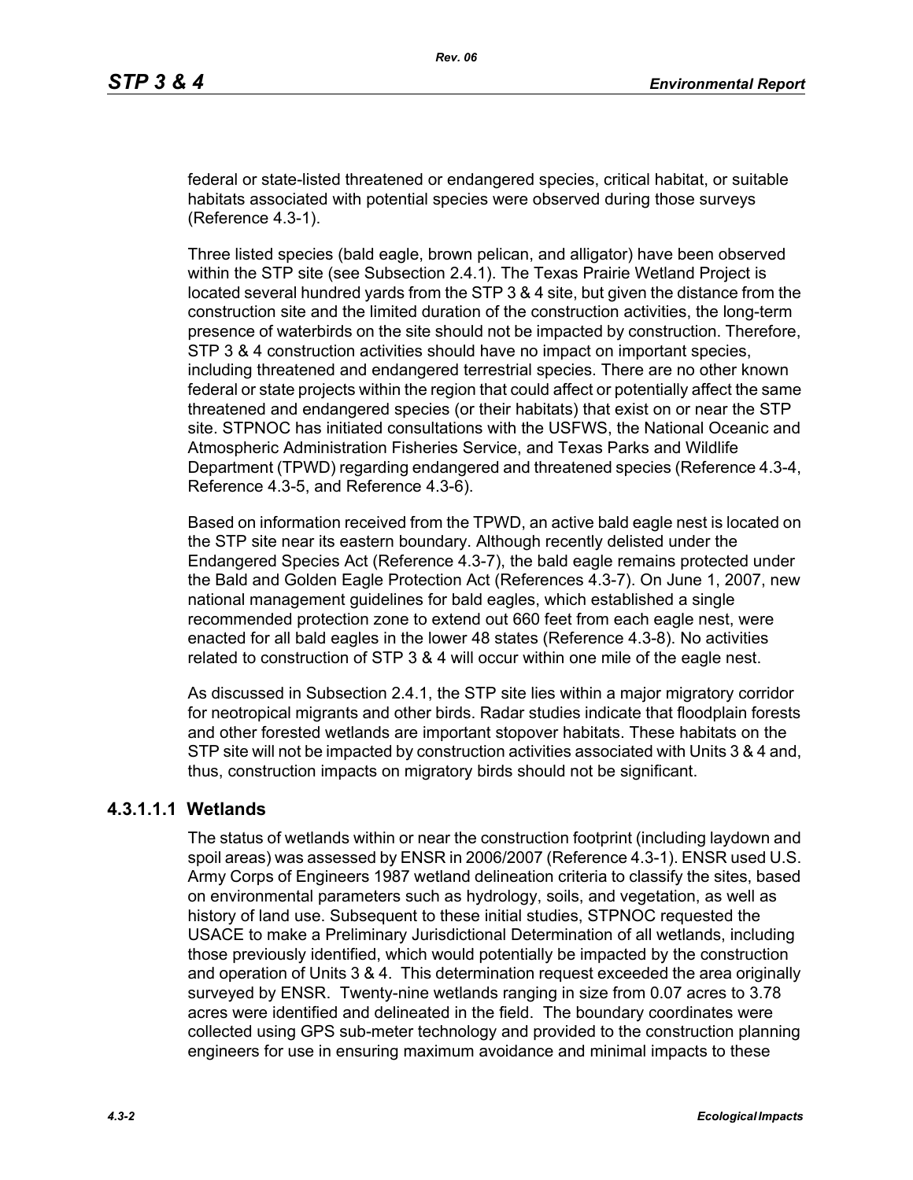federal or state-listed threatened or endangered species, critical habitat, or suitable habitats associated with potential species were observed during those surveys (Reference 4.3-1).

Three listed species (bald eagle, brown pelican, and alligator) have been observed within the STP site (see Subsection 2.4.1). The Texas Prairie Wetland Project is located several hundred yards from the STP 3 & 4 site, but given the distance from the construction site and the limited duration of the construction activities, the long-term presence of waterbirds on the site should not be impacted by construction. Therefore, STP 3 & 4 construction activities should have no impact on important species, including threatened and endangered terrestrial species. There are no other known federal or state projects within the region that could affect or potentially affect the same threatened and endangered species (or their habitats) that exist on or near the STP site. STPNOC has initiated consultations with the USFWS, the National Oceanic and Atmospheric Administration Fisheries Service, and Texas Parks and Wildlife Department (TPWD) regarding endangered and threatened species (Reference 4.3-4, Reference 4.3-5, and Reference 4.3-6).

Based on information received from the TPWD, an active bald eagle nest is located on the STP site near its eastern boundary. Although recently delisted under the Endangered Species Act (Reference 4.3-7), the bald eagle remains protected under the Bald and Golden Eagle Protection Act (References 4.3-7). On June 1, 2007, new national management guidelines for bald eagles, which established a single recommended protection zone to extend out 660 feet from each eagle nest, were enacted for all bald eagles in the lower 48 states (Reference 4.3-8). No activities related to construction of STP 3 & 4 will occur within one mile of the eagle nest.

As discussed in Subsection 2.4.1, the STP site lies within a major migratory corridor for neotropical migrants and other birds. Radar studies indicate that floodplain forests and other forested wetlands are important stopover habitats. These habitats on the STP site will not be impacted by construction activities associated with Units 3 & 4 and, thus, construction impacts on migratory birds should not be significant.

#### 4.3.1.1.1 Wetlands

The status of wetlands within or near the construction footprint (including laydown and spoil areas) was assessed by ENSR in 2006/2007 (Reference 4.3-1). ENSR used U.S. Army Corps of Engineers 1987 wetland delineation criteria to classify the sites, based on environmental parameters such as hydrology, soils, and vegetation, as well as history of land use. Subsequent to these initial studies, STPNOC requested the USACE to make a Preliminary Jurisdictional Determination of all wetlands, including those previously identified, which would potentially be impacted by the construction and operation of Units 3 & 4. This determination request exceeded the area originally surveyed by ENSR. Twenty-nine wetlands ranging in size from 0.07 acres to 3.78 acres were identified and delineated in the field. The boundary coordinates were collected using GPS sub-meter technology and provided to the construction planning engineers for use in ensuring maximum avoidance and minimal impacts to these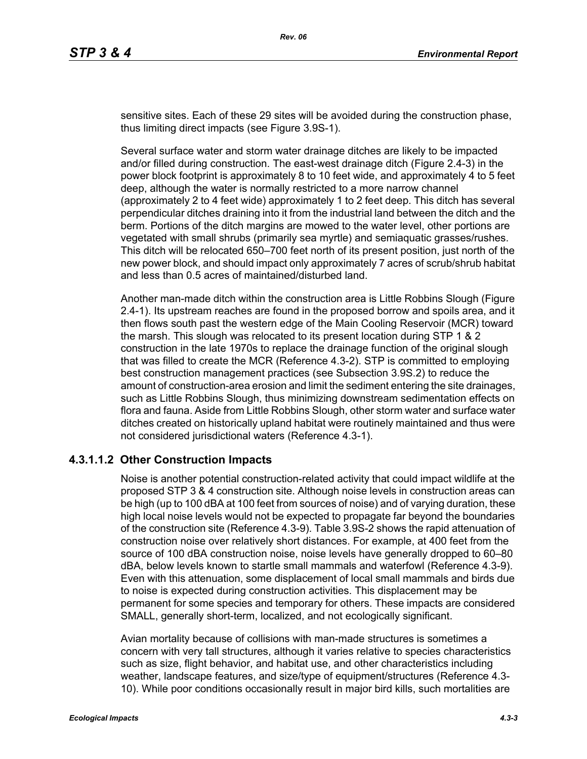sensitive sites. Each of these 29 sites will be avoided during the construction phase, thus limiting direct impacts (see Figure 3.9S-1).

Several surface water and storm water drainage ditches are likely to be impacted and/or filled during construction. The east-west drainage ditch (Figure 2.4-3) in the power block footprint is approximately 8 to 10 feet wide, and approximately 4 to 5 feet deep, although the water is normally restricted to a more narrow channel (approximately 2 to 4 feet wide) approximately 1 to 2 feet deep. This ditch has several perpendicular ditches draining into it from the industrial land between the ditch and the berm. Portions of the ditch margins are mowed to the water level, other portions are vegetated with small shrubs (primarily sea myrtle) and semiaquatic grasses/rushes. This ditch will be relocated 650–700 feet north of its present position, just north of the new power block, and should impact only approximately 7 acres of scrub/shrub habitat and less than 0.5 acres of maintained/disturbed land.

Another man-made ditch within the construction area is Little Robbins Slough (Figure 2.4-1). Its upstream reaches are found in the proposed borrow and spoils area, and it then flows south past the western edge of the Main Cooling Reservoir (MCR) toward the marsh. This slough was relocated to its present location during STP 1 & 2 construction in the late 1970s to replace the drainage function of the original slough that was filled to create the MCR (Reference 4.3-2). STP is committed to employing best construction management practices (see Subsection 3.9S.2) to reduce the amount of construction-area erosion and limit the sediment entering the site drainages, such as Little Robbins Slough, thus minimizing downstream sedimentation effects on flora and fauna. Aside from Little Robbins Slough, other storm water and surface water ditches created on historically upland habitat were routinely maintained and thus were not considered jurisdictional waters (Reference 4.3-1).

#### 4.3.1.1.2 Other Construction Impacts

Noise is another potential construction-related activity that could impact wildlife at the proposed STP 3 & 4 construction site. Although noise levels in construction areas can be high (up to 100 dBA at 100 feet from sources of noise) and of varying duration, these high local noise levels would not be expected to propagate far beyond the boundaries of the construction site (Reference 4.3-9). Table 3.9S-2 shows the rapid attenuation of construction noise over relatively short distances. For example, at 400 feet from the source of 100 dBA construction noise, noise levels have generally dropped to 60–80 dBA, below levels known to startle small mammals and waterfowl (Reference 4.3-9). Even with this attenuation, some displacement of local small mammals and birds due to noise is expected during construction activities. This displacement may be permanent for some species and temporary for others. These impacts are considered SMALL, generally short-term, localized, and not ecologically significant.

Avian mortality because of collisions with man-made structures is sometimes a concern with very tall structures, although it varies relative to species characteristics such as size, flight behavior, and habitat use, and other characteristics including weather, landscape features, and size/type of equipment/structures (Reference 4.3-10). While poor conditions occasionally result in major bird kills, such mortalities are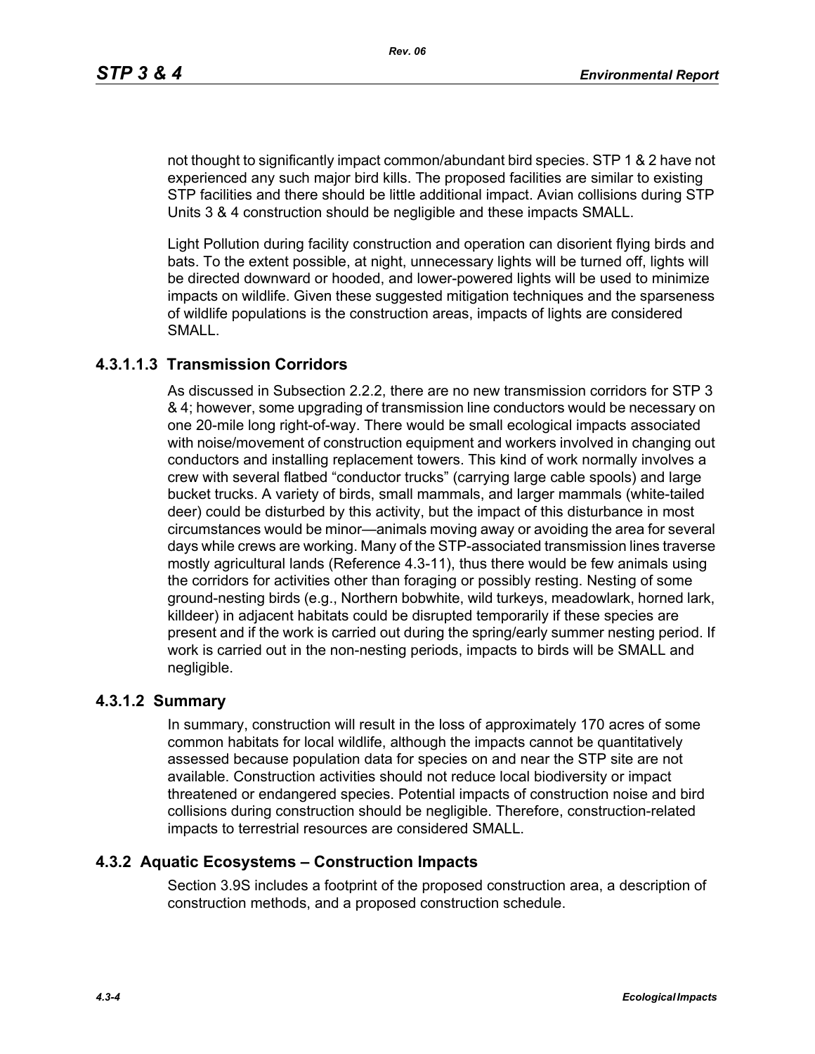not thought to significantly impact common/abundant bird species. STP 1 & 2 have not experienced any such major bird kills. The proposed facilities are similar to existing STP facilities and there should be little additional impact. Avian collisions during STP Units 3 & 4 construction should be negligible and these impacts SMALL.

Light Pollution during facility construction and operation can disorient flying birds and bats. To the extent possible, at night, unnecessary lights will be turned off, lights will be directed downward or hooded, and lower-powered lights will be used to minimize impacts on wildlife. Given these suggested mitigation techniques and the sparseness of wildlife populations is the construction areas, impacts of lights are considered SMALL.

#### 4.3.1.1.3 Transmission Corridors

As discussed in Subsection 2.2.2, there are no new transmission corridors for STP 3 & 4; however, some upgrading of transmission line conductors would be necessary on one 20-mile long right-of-way. There would be small ecological impacts associated with noise/movement of construction equipment and workers involved in changing out conductors and installing replacement towers. This kind of work normally involves a crew with several flatbed "conductor trucks" (carrying large cable spools) and large bucket trucks. A variety of birds, small mammals, and larger mammals (white-tailed deer) could be disturbed by this activity, but the impact of this disturbance in most circumstances would be minor—animals moving away or avoiding the area for several days while crews are working. Many of the STP-associated transmission lines traverse mostly agricultural lands (Reference 4.3-11), thus there would be few animals using the corridors for activities other than foraging or possibly resting. Nesting of some ground-nesting birds (e.g., Northern bobwhite, wild turkeys, meadowlark, horned lark, killdeer) in adjacent habitats could be disrupted temporarily if these species are present and if the work is carried out during the spring/early summer nesting period. If work is carried out in the non-nesting periods, impacts to birds will be SMALL and negligible.

### 4.3.1.2 Summary

In summary, construction will result in the loss of approximately 170 acres of some common habitats for local wildlife, although the impacts cannot be quantitatively assessed because population data for species on and near the STP site are not available. Construction activities should not reduce local biodiversity or impact threatened or endangered species. Potential impacts of construction noise and bird collisions during construction should be negligible. Therefore, construction-related impacts to terrestrial resources are considered SMALL.

## 4.3.2 Aquatic Ecosystems – Construction Impacts

Section 3.9S includes a footprint of the proposed construction area, a description of construction methods, and a proposed construction schedule.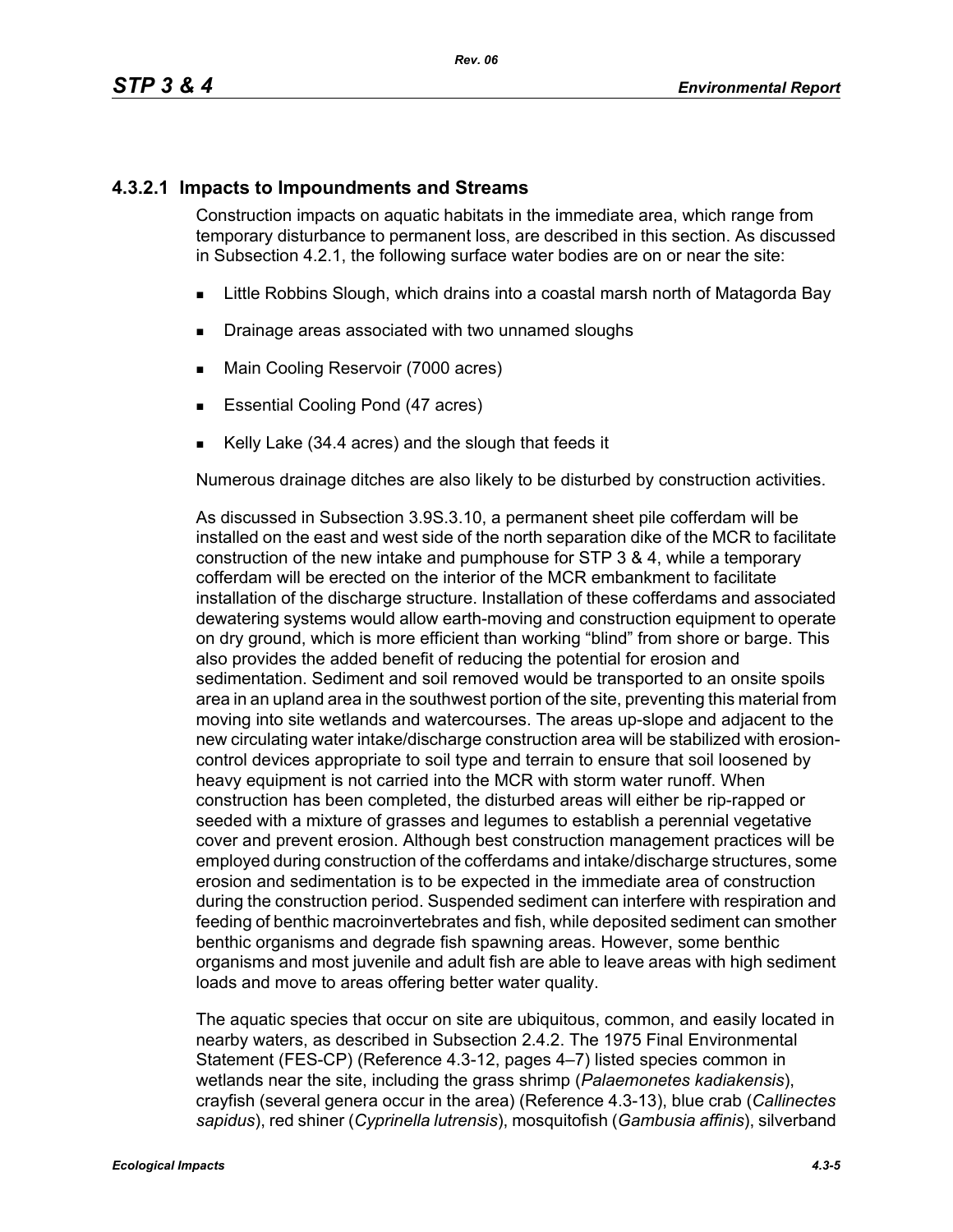### 4.3.2.1 Impacts to Impoundments and Streams

Construction impacts on aquatic habitats in the immediate area, which range from temporary disturbance to permanent loss, are described in this section. As discussed in Subsection 4.2.1, the following surface water bodies are on or near the site:

- Little Robbins Slough, which drains into a coastal marsh north of Matagorda Bay
- Drainage areas associated with two unnamed sloughs
- Main Cooling Reservoir (7000 acres)
- Essential Cooling Pond (47 acres)
- Kelly Lake (34.4 acres) and the slough that feeds it

Numerous drainage ditches are also likely to be disturbed by construction activities.

As discussed in Subsection 3.9S.3.10, a permanent sheet pile cofferdam will be installed on the east and west side of the north separation dike of the MCR to facilitate construction of the new intake and pumphouse for STP 3 & 4, while a temporary cofferdam will be erected on the interior of the MCR embankment to facilitate installation of the discharge structure. Installation of these cofferdams and associated dewatering systems would allow earth-moving and construction equipment to operate on dry ground, which is more efficient than working "blind" from shore or barge. This also provides the added benefit of reducing the potential for erosion and sedimentation. Sediment and soil removed would be transported to an onsite spoils area in an upland area in the southwest portion of the site, preventing this material from moving into site wetlands and watercourses. The areas up-slope and adjacent to the new circulating water intake/discharge construction area will be stabilized with erosion-control devices appropriate to soil type and terrain to ensure that soil loosened by heavy equipment is not carried into the MCR with storm water runoff. When construction has been completed, the disturbed areas will either be rip-rapped or seeded with a mixture of grasses and legumes to establish a perennial vegetative cover and prevent erosion. Although best construction management practices will be employed during construction of the cofferdams and intake/discharge structures, some erosion and sedimentation is to be expected in the immediate area of construction during the construction period. Suspended sediment can interfere with respiration and feeding of benthic macroinvertebrates and fish, while deposited sediment can smother benthic organisms and degrade fish spawning areas. However, some benthic organisms and most juvenile and adult fish are able to leave areas with high sediment loads and move to areas offering better water quality.

The aquatic species that occur on site are ubiquitous, common, and easily located in nearby waters, as described in Subsection 2.4.2. The 1975 Final Environmental Statement (FES-CP) (Reference 4.3-12, pages 4–7) listed species common in wetlands near the site, including the grass shrimp (*Palaemonetes kadiakensis*), crayfish (several genera occur in the area) (Reference 4.3-13), blue crab (*Callinectes sapidus*), red shiner (*Cyprinella lutrensis*), mosquitofish (*Gambusia affinis*), silverband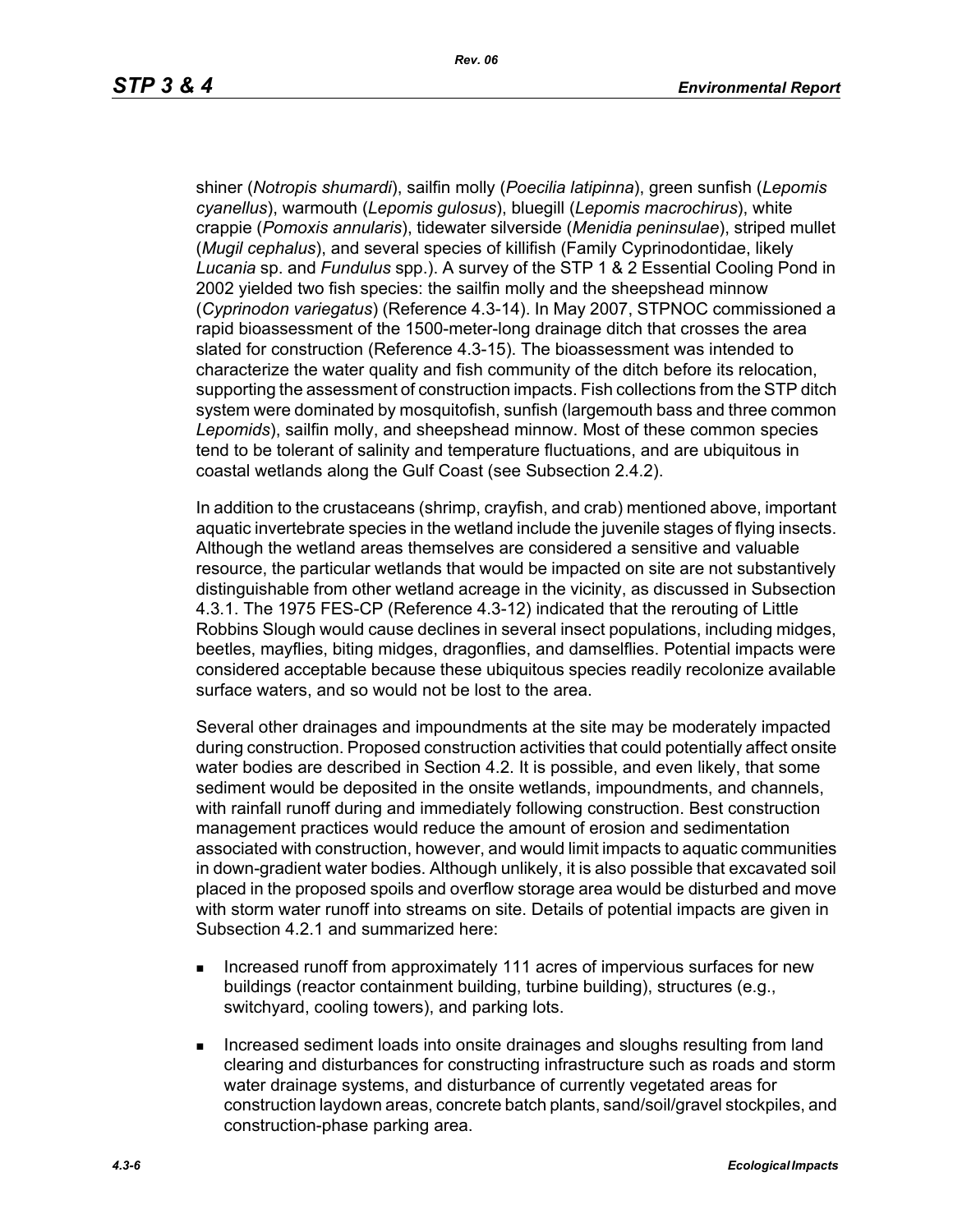shiner (*Notropis shumardi*), sailfin molly (*Poecilia latipinna*), green sunfish (*Lepomis cyanellus*), warmouth (*Lepomis gulosus*), bluegill (*Lepomis macrochirus*), white crappie (*Pomoxis annularis*), tidewater silverside (*Menidia peninsulae*), striped mullet (*Mugil cephalus*), and several species of killifish (Family Cyprinodontidae, likely *Lucania* sp. and *Fundulus* spp.). A survey of the STP 1 & 2 Essential Cooling Pond in 2002 yielded two fish species: the sailfin molly and the sheepshead minnow (*Cyprinodon variegatus*) (Reference 4.3-14). In May 2007, STPNOC commissioned a rapid bioassessment of the 1500-meter-long drainage ditch that crosses the area slated for construction (Reference 4.3-15). The bioassessment was intended to characterize the water quality and fish community of the ditch before its relocation, supporting the assessment of construction impacts. Fish collections from the STP ditch system were dominated by mosquitofish, sunfish (largemouth bass and three common *Lepomids*), sailfin molly, and sheepshead minnow. Most of these common species tend to be tolerant of salinity and temperature fluctuations, and are ubiquitous in coastal wetlands along the Gulf Coast (see Subsection 2.4.2).

In addition to the crustaceans (shrimp, crayfish, and crab) mentioned above, important aquatic invertebrate species in the wetland include the juvenile stages of flying insects. Although the wetland areas themselves are considered a sensitive and valuable resource, the particular wetlands that would be impacted on site are not substantively distinguishable from other wetland acreage in the vicinity, as discussed in Subsection 4.3.1. The 1975 FES-CP (Reference 4.3-12) indicated that the rerouting of Little Robbins Slough would cause declines in several insect populations, including midges, beetles, mayflies, biting midges, dragonflies, and damselflies. Potential impacts were considered acceptable because these ubiquitous species readily recolonize available surface waters, and so would not be lost to the area.

Several other drainages and impoundments at the site may be moderately impacted during construction. Proposed construction activities that could potentially affect onsite water bodies are described in Section 4.2. It is possible, and even likely, that some sediment would be deposited in the onsite wetlands, impoundments, and channels, with rainfall runoff during and immediately following construction. Best construction management practices would reduce the amount of erosion and sedimentation associated with construction, however, and would limit impacts to aquatic communities in down-gradient water bodies. Although unlikely, it is also possible that excavated soil placed in the proposed spoils and overflow storage area would be disturbed and move with storm water runoff into streams on site. Details of potential impacts are given in Subsection 4.2.1 and summarized here:

- Increased runoff from approximately 111 acres of impervious surfaces for new buildings (reactor containment building, turbine building), structures (e.g., switchyard, cooling towers), and parking lots.
- Increased sediment loads into onsite drainages and sloughs resulting from land clearing and disturbances for constructing infrastructure such as roads and storm water drainage systems, and disturbance of currently vegetated areas for construction laydown areas, concrete batch plants, sand/soil/gravel stockpiles, and construction-phase parking area.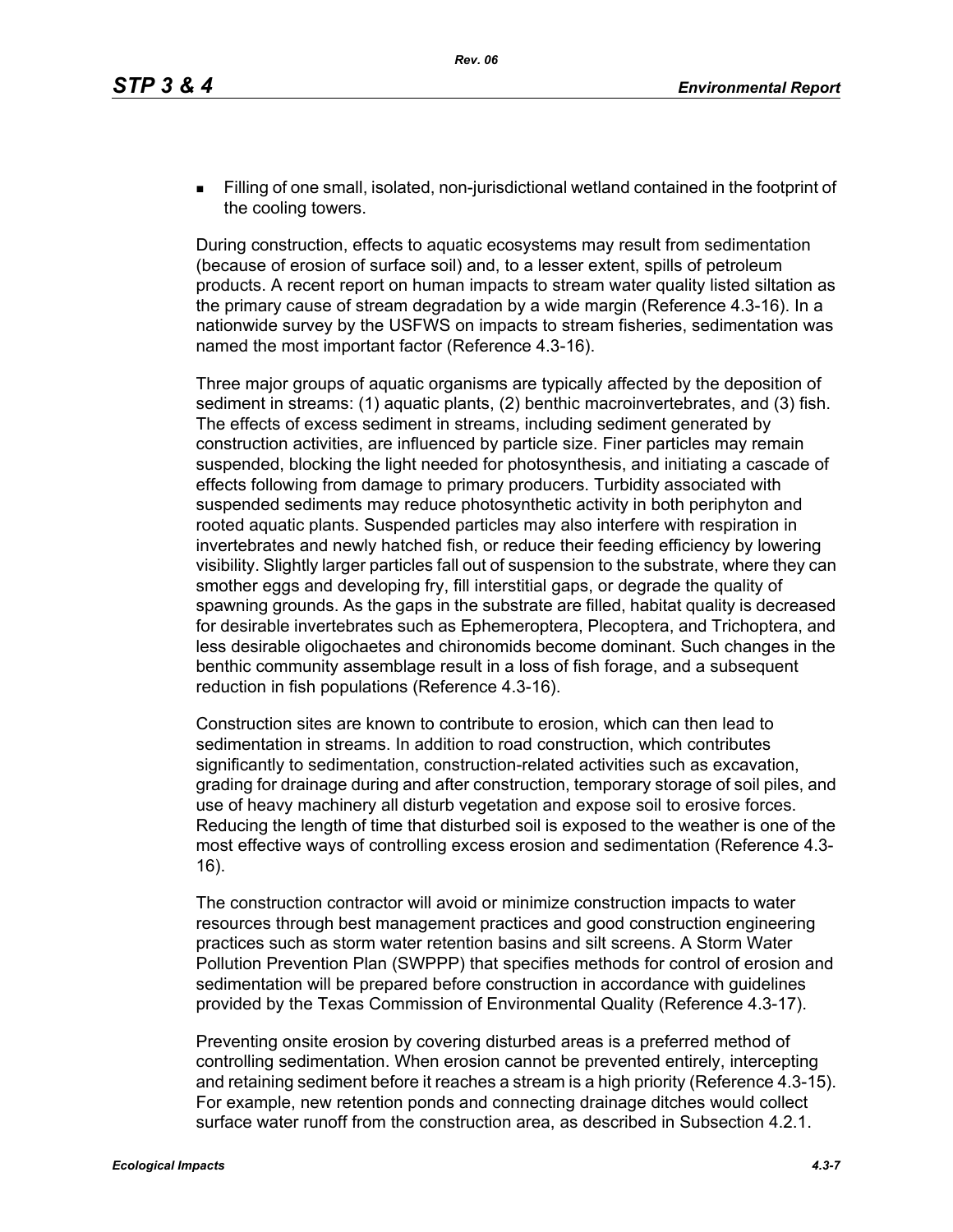- Filling of one small, isolated, non-jurisdictional wetland contained in the footprint of the cooling towers.

During construction, effects to aquatic ecosystems may result from sedimentation (because of erosion of surface soil) and, to a lesser extent, spills of petroleum products. A recent report on human impacts to stream water quality listed siltation as the primary cause of stream degradation by a wide margin (Reference 4.3-16). In a nationwide survey by the USFWS on impacts to stream fisheries, sedimentation was named the most important factor (Reference 4.3-16).

Three major groups of aquatic organisms are typically affected by the deposition of sediment in streams: (1) aquatic plants, (2) benthic macroinvertebrates, and (3) fish. The effects of excess sediment in streams, including sediment generated by construction activities, are influenced by particle size. Finer particles may remain suspended, blocking the light needed for photosynthesis, and initiating a cascade of effects following from damage to primary producers. Turbidity associated with suspended sediments may reduce photosynthetic activity in both periphyton and rooted aquatic plants. Suspended particles may also interfere with respiration in invertebrates and newly hatched fish, or reduce their feeding efficiency by lowering visibility. Slightly larger particles fall out of suspension to the substrate, where they can smother eggs and developing fry, fill interstitial gaps, or degrade the quality of spawning grounds. As the gaps in the substrate are filled, habitat quality is decreased for desirable invertebrates such as Ephemeroptera, Plecoptera, and Trichoptera, and less desirable oligochaetes and chironomids become dominant. Such changes in the benthic community assemblage result in a loss of fish forage, and a subsequent reduction in fish populations (Reference 4.3-16).

Construction sites are known to contribute to erosion, which can then lead to sedimentation in streams. In addition to road construction, which contributes significantly to sedimentation, construction-related activities such as excavation, grading for drainage during and after construction, temporary storage of soil piles, and use of heavy machinery all disturb vegetation and expose soil to erosive forces. Reducing the length of time that disturbed soil is exposed to the weather is one of the most effective ways of controlling excess erosion and sedimentation (Reference 4.3-16).

The construction contractor will avoid or minimize construction impacts to water resources through best management practices and good construction engineering practices such as storm water retention basins and silt screens. A Storm Water Pollution Prevention Plan (SWPPP) that specifies methods for control of erosion and sedimentation will be prepared before construction in accordance with guidelines provided by the Texas Commission of Environmental Quality (Reference 4.3-17).

Preventing onsite erosion by covering disturbed areas is a preferred method of controlling sedimentation. When erosion cannot be prevented entirely, intercepting and retaining sediment before it reaches a stream is a high priority (Reference 4.3-15). For example, new retention ponds and connecting drainage ditches would collect surface water runoff from the construction area, as described in Subsection 4.2.1.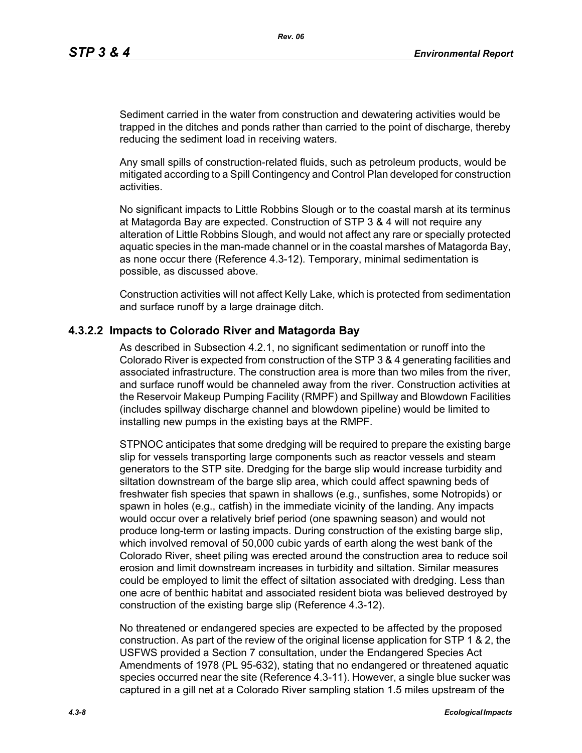Sediment carried in the water from construction and dewatering activities would be trapped in the ditches and ponds rather than carried to the point of discharge, thereby reducing the sediment load in receiving waters.

Any small spills of construction-related fluids, such as petroleum products, would be mitigated according to a Spill Contingency and Control Plan developed for construction activities.

No significant impacts to Little Robbins Slough or to the coastal marsh at its terminus at Matagorda Bay are expected. Construction of STP 3 & 4 will not require any alteration of Little Robbins Slough, and would not affect any rare or specially protected aquatic species in the man-made channel or in the coastal marshes of Matagorda Bay, as none occur there (Reference 4.3-12). Temporary, minimal sedimentation is possible, as discussed above.

Construction activities will not affect Kelly Lake, which is protected from sedimentation and surface runoff by a large drainage ditch.

### 4.3.2.2 Impacts to Colorado River and Matagorda Bay

As described in Subsection 4.2.1, no significant sedimentation or runoff into the Colorado River is expected from construction of the STP 3 & 4 generating facilities and associated infrastructure. The construction area is more than two miles from the river, and surface runoff would be channeled away from the river. Construction activities at the Reservoir Makeup Pumping Facility (RMPF) and Spillway and Blowdown Facilities (includes spillway discharge channel and blowdown pipeline) would be limited to installing new pumps in the existing bays at the RMPF.

STPNOC anticipates that some dredging will be required to prepare the existing barge slip for vessels transporting large components such as reactor vessels and steam generators to the STP site. Dredging for the barge slip would increase turbidity and siltation downstream of the barge slip area, which could affect spawning beds of freshwater fish species that spawn in shallows (e.g., sunfishes, some Notropids) or spawn in holes (e.g., catfish) in the immediate vicinity of the landing. Any impacts would occur over a relatively brief period (one spawning season) and would not produce long-term or lasting impacts. During construction of the existing barge slip, which involved removal of 50,000 cubic yards of earth along the west bank of the Colorado River, sheet piling was erected around the construction area to reduce soil erosion and limit downstream increases in turbidity and siltation. Similar measures could be employed to limit the effect of siltation associated with dredging. Less than one acre of benthic habitat and associated resident biota was believed destroyed by construction of the existing barge slip (Reference 4.3-12).

No threatened or endangered species are expected to be affected by the proposed construction. As part of the review of the original license application for STP 1 & 2, the USFWS provided a Section 7 consultation, under the Endangered Species Act Amendments of 1978 (PL 95-632), stating that no endangered or threatened aquatic species occurred near the site (Reference 4.3-11). However, a single blue sucker was captured in a gill net at a Colorado River sampling station 1.5 miles upstream of the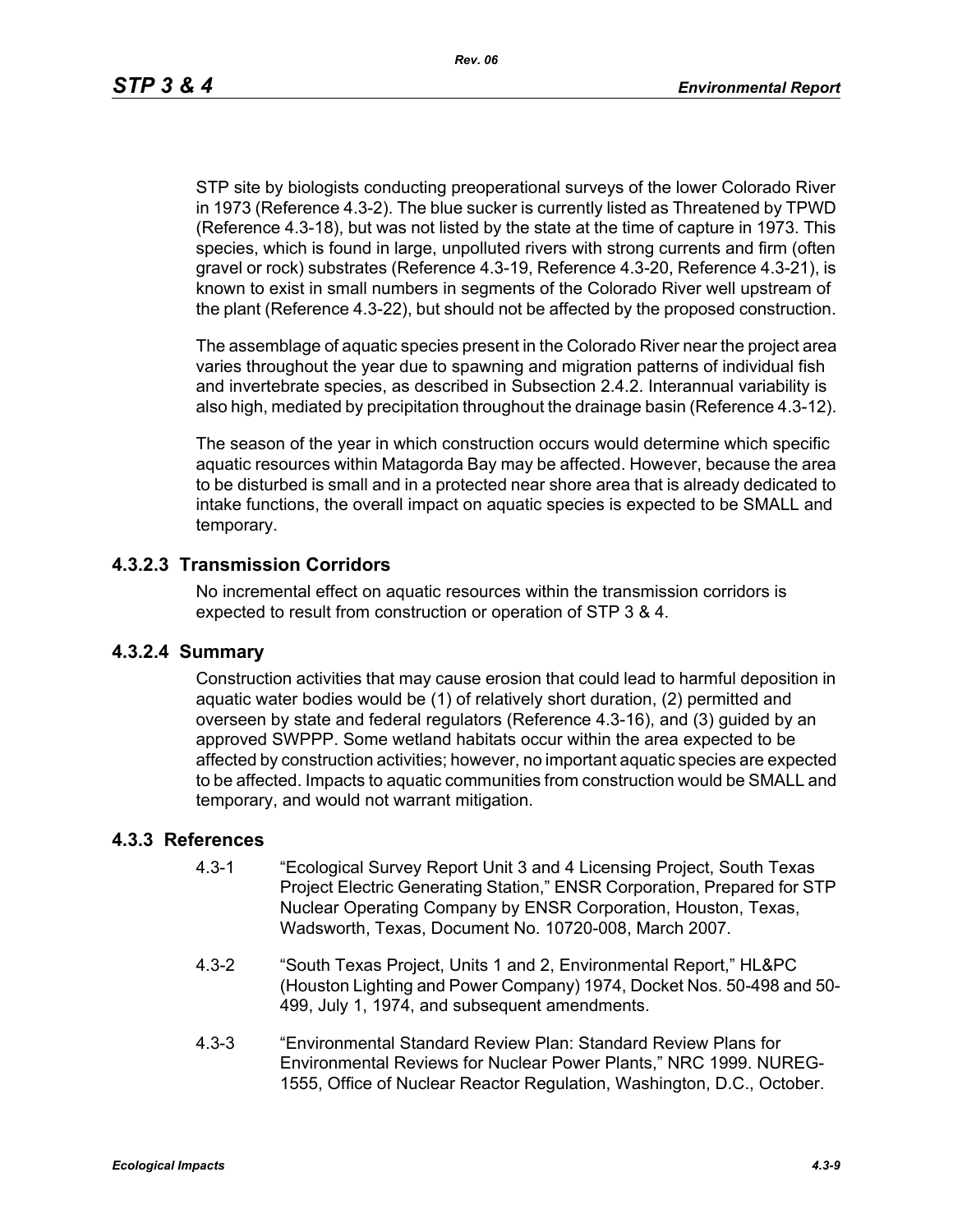STP site by biologists conducting preoperational surveys of the lower Colorado River in 1973 (Reference 4.3-2). The blue sucker is currently listed as Threatened by TPWD (Reference 4.3-18), but was not listed by the state at the time of capture in 1973. This species, which is found in large, unpolluted rivers with strong currents and firm (often gravel or rock) substrates (Reference 4.3-19, Reference 4.3-20, Reference 4.3-21), is known to exist in small numbers in segments of the Colorado River well upstream of the plant (Reference 4.3-22), but should not be affected by the proposed construction.

The assemblage of aquatic species present in the Colorado River near the project area varies throughout the year due to spawning and migration patterns of individual fish and invertebrate species, as described in Subsection 2.4.2. Interannual variability is also high, mediated by precipitation throughout the drainage basin (Reference 4.3-12).

The season of the year in which construction occurs would determine which specific aquatic resources within Matagorda Bay may be affected. However, because the area to be disturbed is small and in a protected near shore area that is already dedicated to intake functions, the overall impact on aquatic species is expected to be SMALL and temporary.

### 4.3.2.3 Transmission Corridors

No incremental effect on aquatic resources within the transmission corridors is expected to result from construction or operation of STP 3 & 4.

### 4.3.2.4 Summary

Construction activities that may cause erosion that could lead to harmful deposition in aquatic water bodies would be (1) of relatively short duration, (2) permitted and overseen by state and federal regulators (Reference 4.3-16), and (3) guided by an approved SWPPP. Some wetland habitats occur within the area expected to be affected by construction activities; however, no important aquatic species are expected to be affected. Impacts to aquatic communities from construction would be SMALL and temporary, and would not warrant mitigation.

## 4.3.3 References

4.3-1 "Ecological Survey Report Unit 3 and 4 Licensing Project, South Texas Project Electric Generating Station," ENSR Corporation, Prepared for STP Nuclear Operating Company by ENSR Corporation, Houston, Texas, Wadsworth, Texas, Document No. 10720-008, March 2007.

4.3-2 "South Texas Project, Units 1 and 2, Environmental Report," HL&PC (Houston Lighting and Power Company) 1974, Docket Nos. 50-498 and 50-499, July 1, 1974, and subsequent amendments.

4.3-3 "Environmental Standard Review Plan: Standard Review Plans for Environmental Reviews for Nuclear Power Plants," NRC 1999. NUREG-1555, Office of Nuclear Reactor Regulation, Washington, D.C., October.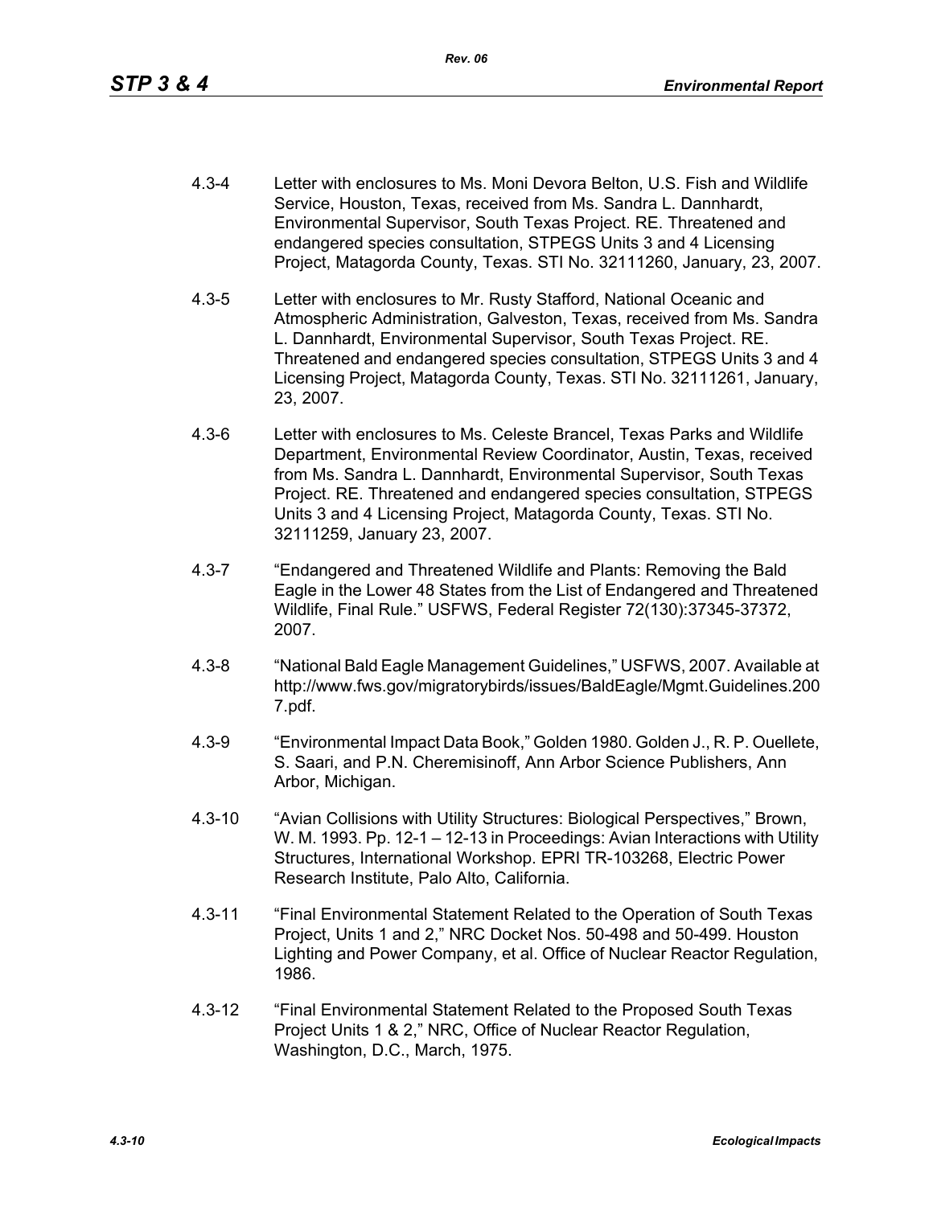4.3-4 Letter with enclosures to Ms. Moni Devora Belton, U.S. Fish and Wildlife Service, Houston, Texas, received from Ms. Sandra L. Dannhardt, Environmental Supervisor, South Texas Project. RE. Threatened and endangered species consultation, STPEGS Units 3 and 4 Licensing Project, Matagorda County, Texas. STI No. 32111260, January, 23, 2007.

4.3-5 Letter with enclosures to Mr. Rusty Stafford, National Oceanic and Atmospheric Administration, Galveston, Texas, received from Ms. Sandra L. Dannhardt, Environmental Supervisor, South Texas Project. RE. Threatened and endangered species consultation, STPEGS Units 3 and 4 Licensing Project, Matagorda County, Texas. STI No. 32111261, January, 23, 2007.

4.3-6 Letter with enclosures to Ms. Celeste Brancel, Texas Parks and Wildlife Department, Environmental Review Coordinator, Austin, Texas, received from Ms. Sandra L. Dannhardt, Environmental Supervisor, South Texas Project. RE. Threatened and endangered species consultation, STPEGS Units 3 and 4 Licensing Project, Matagorda County, Texas. STI No. 32111259, January 23, 2007.

4.3-7 "Endangered and Threatened Wildlife and Plants: Removing the Bald Eagle in the Lower 48 States from the List of Endangered and Threatened Wildlife, Final Rule." USFWS, Federal Register 72(130):37345-37372, 2007.

4.3-8 "National Bald Eagle Management Guidelines," USFWS, 2007. Available at http://www.fws.gov/migratorybirds/issues/BaldEagle/Mgmt.Guidelines.2007.pdf.

4.3-9 "Environmental Impact Data Book," Golden 1980. Golden J., R. P. Ouellete, S. Saari, and P.N. Cheremisinoff, Ann Arbor Science Publishers, Ann Arbor, Michigan.

4.3-10 "Avian Collisions with Utility Structures: Biological Perspectives," Brown, W. M. 1993. Pp. 12-1 – 12-13 in Proceedings: Avian Interactions with Utility Structures, International Workshop. EPRI TR-103268, Electric Power Research Institute, Palo Alto, California.

4.3-11 "Final Environmental Statement Related to the Operation of South Texas Project, Units 1 and 2," NRC Docket Nos. 50-498 and 50-499. Houston Lighting and Power Company, et al. Office of Nuclear Reactor Regulation, 1986.

4.3-12 "Final Environmental Statement Related to the Proposed South Texas Project Units 1 & 2," NRC, Office of Nuclear Reactor Regulation, Washington, D.C., March, 1975.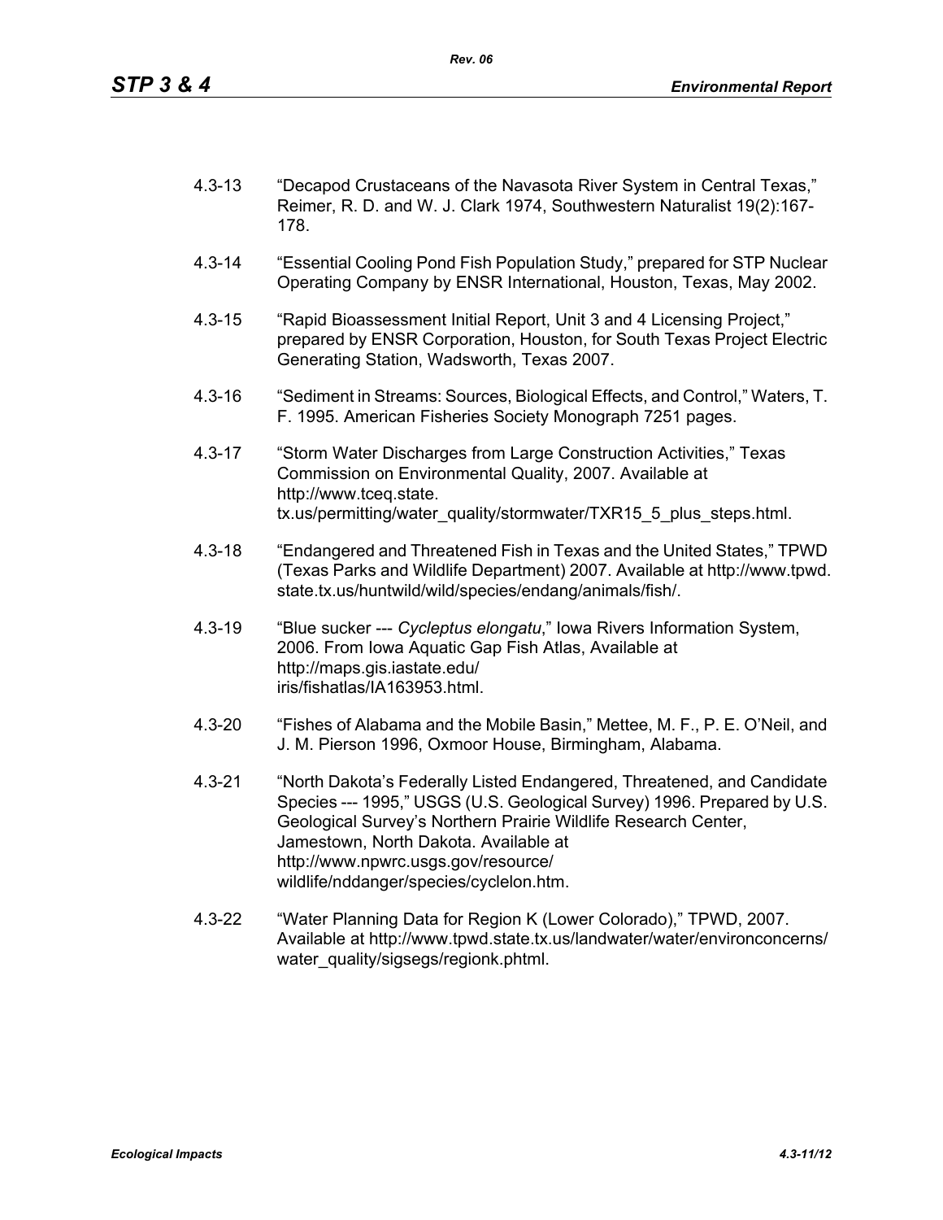4.3-13 "Decapod Crustaceans of the Navasota River System in Central Texas," Reimer, R. D. and W. J. Clark 1974, Southwestern Naturalist 19(2):167-178.

4.3-14 "Essential Cooling Pond Fish Population Study," prepared for STP Nuclear Operating Company by ENSR International, Houston, Texas, May 2002.

4.3-15 "Rapid Bioassessment Initial Report, Unit 3 and 4 Licensing Project," prepared by ENSR Corporation, Houston, for South Texas Project Electric Generating Station, Wadsworth, Texas 2007.

4.3-16 "Sediment in Streams: Sources, Biological Effects, and Control," Waters, T. F. 1995. American Fisheries Society Monograph 7251 pages.

4.3-17 "Storm Water Discharges from Large Construction Activities," Texas Commission on Environmental Quality, 2007. Available at http://www.tceq.state.tx.us/permitting/water_quality/stormwater/TXR15_5_plus_steps.html.

4.3-18 "Endangered and Threatened Fish in Texas and the United States," TPWD (Texas Parks and Wildlife Department) 2007. Available at http://www.tpwd.state.tx.us/huntwild/wild/species/endang/animals/fish/.

4.3-19 "Blue sucker --- *Cycleptus elongatu*," Iowa Rivers Information System, 2006. From Iowa Aquatic Gap Fish Atlas, Available at http://maps.gis.iastate.edu/iris/fishatlas/IA163953.html.

4.3-20 "Fishes of Alabama and the Mobile Basin," Mettee, M. F., P. E. O'Neil, and J. M. Pierson 1996, Oxmoor House, Birmingham, Alabama.

4.3-21 "North Dakota's Federally Listed Endangered, Threatened, and Candidate Species --- 1995," USGS (U.S. Geological Survey) 1996. Prepared by U.S. Geological Survey's Northern Prairie Wildlife Research Center, Jamestown, North Dakota. Available at http://www.npwrc.usgs.gov/resource/wildlife/nddanger/species/cyclelon.htm.

4.3-22 "Water Planning Data for Region K (Lower Colorado)," TPWD, 2007. Available at http://www.tpwd.state.tx.us/landwater/water/environconcerns/water_quality/sigsegs/regionk.phtml.